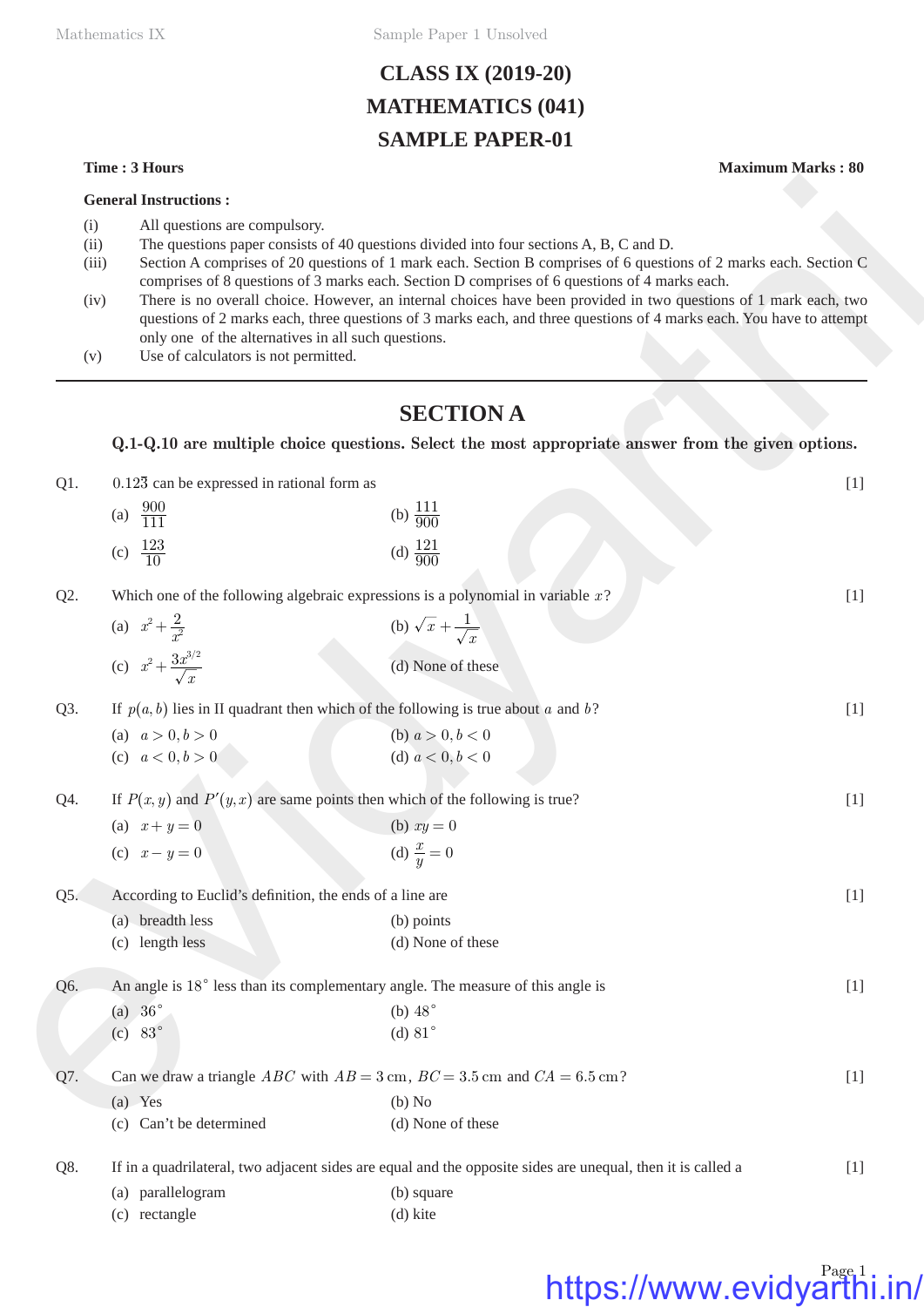# CLASS IX (2019-20)
# MATHEMATICS (041)
# SAMPLE PAPER-01

**Time : 3 Hours** **Maximum Marks : 80**

**General Instructions :**

(i) All questions are compulsory.

(ii) The questions paper consists of 40 questions divided into four sections A, B, C and D.

(iii) Section A comprises of 20 questions of 1 mark each. Section B comprises of 6 questions of 2 marks each. Section C comprises of 8 questions of 3 marks each. Section D comprises of 6 questions of 4 marks each.

(iv) There is no overall choice. However, an internal choices have been provided in two questions of 1 mark each, two questions of 2 marks each, three questions of 3 marks each, and three questions of 4 marks each. You have to attempt only one of the alternatives in all such questions.

(v) Use of calculators is not permitted.

---

## SECTION A

**Q.1-Q.10 are multiple choice questions. Select the most appropriate answer from the given options.**

Q1. $0.12\overline{3}$ can be expressed in rational form as [1]

(a) $\frac{900}{111}$ (b) $\frac{111}{900}$

(c) $\frac{123}{10}$ (d) $\frac{121}{900}$

Q2. Which one of the following algebraic expressions is a polynomial in variable $x$? [1]

(a) $x^2 + \frac{2}{x^2}$ (b) $\sqrt{x} + \frac{1}{\sqrt{x}}$

(c) $x^2 + \frac{3x^{3/2}}{\sqrt{x}}$ (d) None of these

Q3. If $p(a, b)$ lies in II quadrant then which of the following is true about $a$ and $b$? [1]

(a) $a > 0, b > 0$ (b) $a > 0, b < 0$

(c) $a < 0, b > 0$ (d) $a < 0, b < 0$

Q4. If $P(x, y)$ and $P'(y, x)$ are same points then which of the following is true? [1]

(a) $x + y = 0$ (b) $xy = 0$

(c) $x - y = 0$ (d) $\frac{x}{y} = 0$

Q5. According to Euclid's definition, the ends of a line are [1]

(a) breadth less (b) points

(c) length less (d) None of these

Q6. An angle is $18^\circ$ less than its complementary angle. The measure of this angle is [1]

(a) $36^\circ$ (b) $48^\circ$

(c) $83^\circ$ (d) $81^\circ$

Q7. Can we draw a triangle $ABC$ with $AB = 3$ cm, $BC = 3.5$ cm and $CA = 6.5$ cm? [1]

(a) Yes (b) No

(c) Can't be determined (d) None of these

Q8. If in a quadrilateral, two adjacent sides are equal and the opposite sides are unequal, then it is called a [1]

(a) parallelogram (b) square

(c) rectangle (d) kite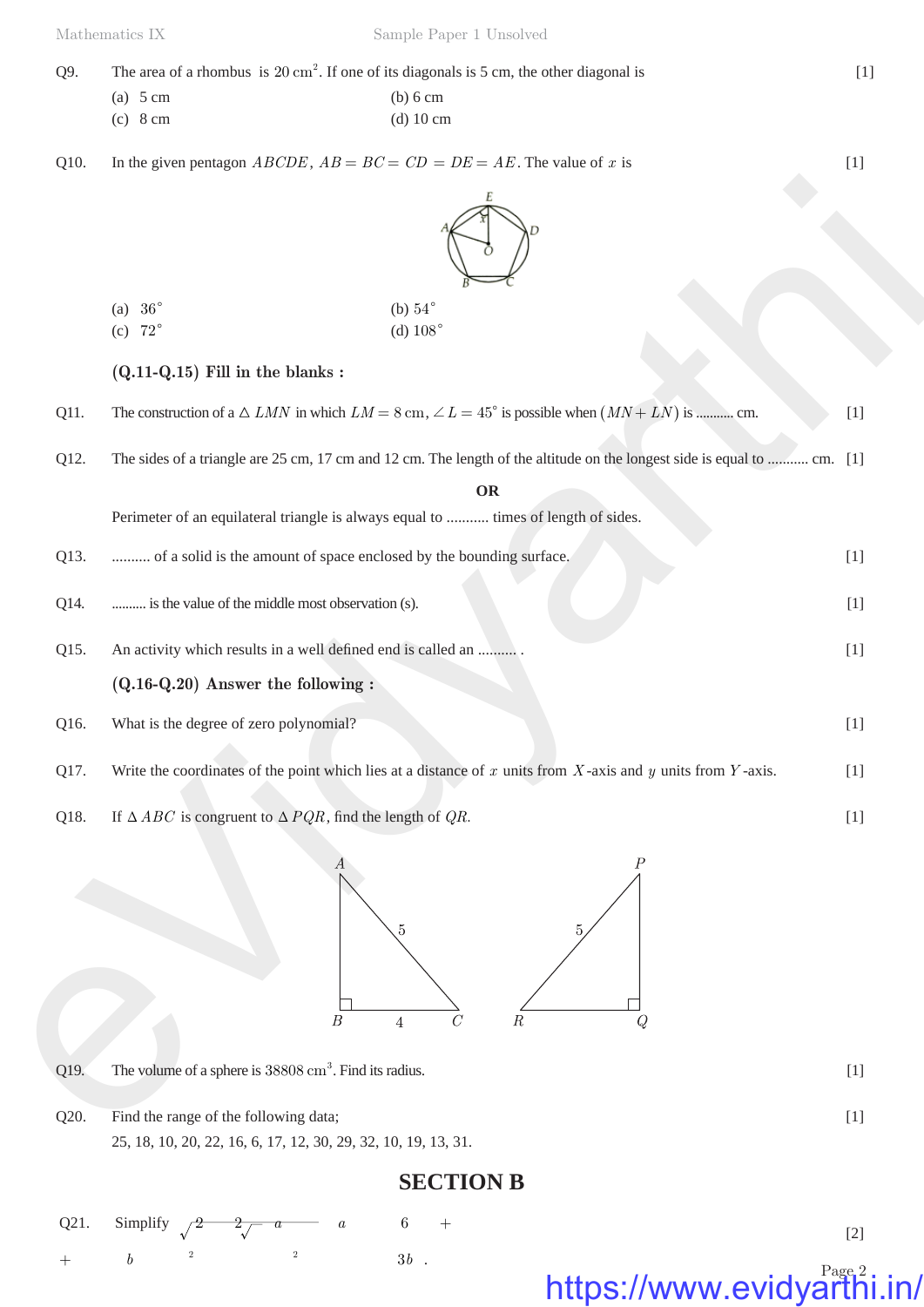Q9. The area of a rhombus is 20 cm$^2$. If one of its diagonals is 5 cm, the other diagonal is [1]

(a) 5 cm (b) 6 cm
(c) 8 cm (d) 10 cm

Q10. In the given pentagon $ABCDE$, $AB = BC = CD = DE = AE$. The value of $x$ is [1]

(a) 36° (b) 54°
(c) 72° (d) 108°

**(Q.11-Q.15) Fill in the blanks :**

Q11. The construction of a $\triangle LMN$ in which $LM = 8$ cm, $\angle L = 45°$ is possible when $(MN + LN)$ is .......... cm. [1]

Q12. The sides of a triangle are 25 cm, 17 cm and 12 cm. The length of the altitude on the longest side is equal to .......... cm. [1]

**OR**

Perimeter of an equilateral triangle is always equal to .......... times of length of sides.

Q13. .......... of a solid is the amount of space enclosed by the bounding surface. [1]

Q14. .......... is the value of the middle most observation (s). [1]

Q15. An activity which results in a well defined end is called an .......... . [1]

**(Q.16-Q.20) Answer the following :**

Q16. What is the degree of zero polynomial? [1]

Q17. Write the coordinates of the point which lies at a distance of $x$ units from $X$-axis and $y$ units from $Y$-axis. [1]

Q18. If $\Delta ABC$ is congruent to $\Delta PQR$, find the length of $QR$. [1]

Q19. The volume of a sphere is 38808 cm$^3$. Find its radius. [1]

Q20. Find the range of the following data; [1]
25, 18, 10, 20, 22, 16, 6, 17, 12, 30, 29, 32, 10, 19, 13, 31.

## SECTION B

Q21. Simplify $\sqrt{2} \quad 2\sqrt{\quad} a \quad a \quad 6 \quad + \quad + \quad b \quad 2 \quad 2 \quad 3b$ . [2]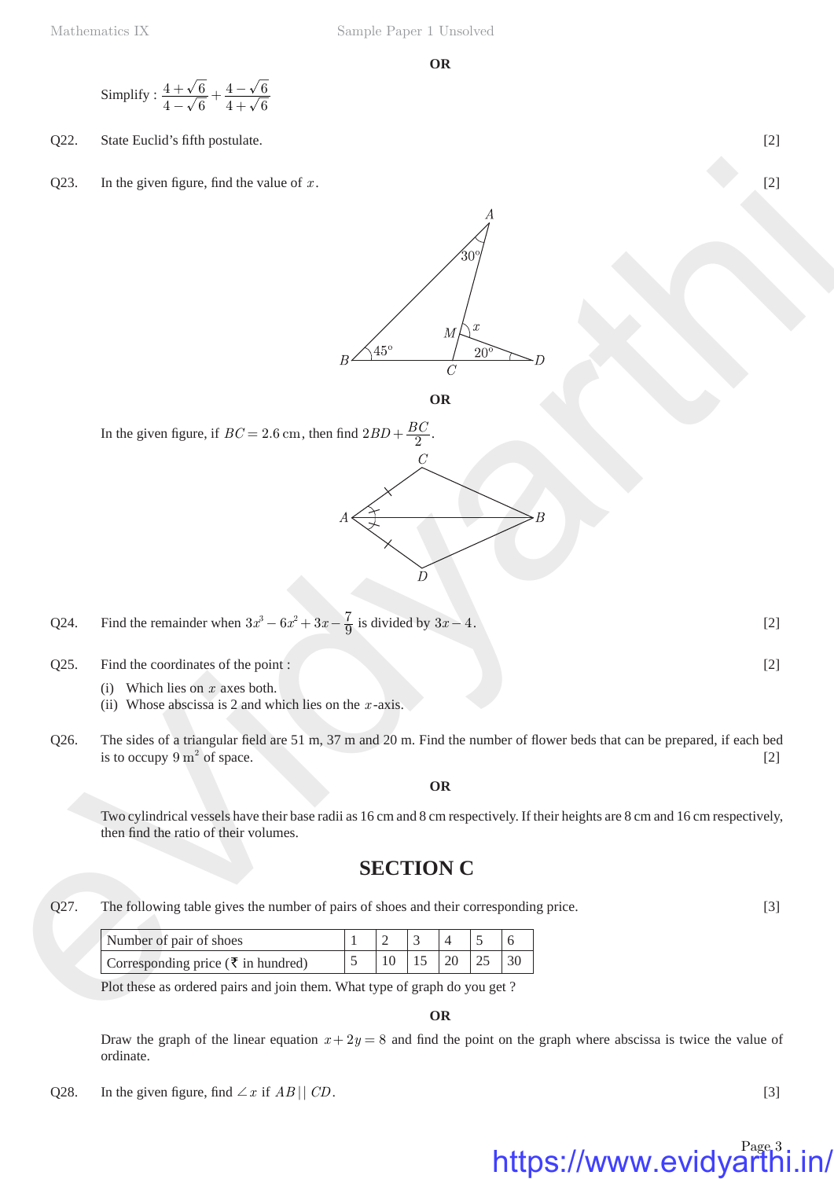**OR**

Simplify : $\frac{4+\sqrt{6}}{4-\sqrt{6}}+\frac{4-\sqrt{6}}{4+\sqrt{6}}$

Q22. State Euclid's fifth postulate. [2]

Q23. In the given figure, find the value of $x$. [2]

**OR**

In the given figure, if $BC = 2.6$ cm, then find $2BD+\frac{BC}{2}$.

Q24. Find the remainder when $3x^3 - 6x^2 + 3x - \frac{7}{9}$ is divided by $3x-4$. [2]

Q25. Find the coordinates of the point : [2]

(i) Which lies on $x$ axes both.
(ii) Whose abscissa is 2 and which lies on the $x$-axis.

Q26. The sides of a triangular field are 51 m, 37 m and 20 m. Find the number of flower beds that can be prepared, if each bed is to occupy 9 $m^2$ of space. [2]

**OR**

Two cylindrical vessels have their base radii as 16 cm and 8 cm respectively. If their heights are 8 cm and 16 cm respectively, then find the ratio of their volumes.

## SECTION C

Q27. The following table gives the number of pairs of shoes and their corresponding price. [3]

| Number of pair of shoes | 1 | 2 | 3 | 4 | 5 | 6 |
|---|---|---|---|---|---|---|
| Corresponding price (₹ in hundred) | 5 | 10 | 15 | 20 | 25 | 30 |

Plot these as ordered pairs and join them. What type of graph do you get ?

**OR**

Draw the graph of the linear equation $x+2y=8$ and find the point on the graph where abscissa is twice the value of ordinate.

Q28. In the given figure, find $\angle x$ if $AB \,||\, CD$. [3]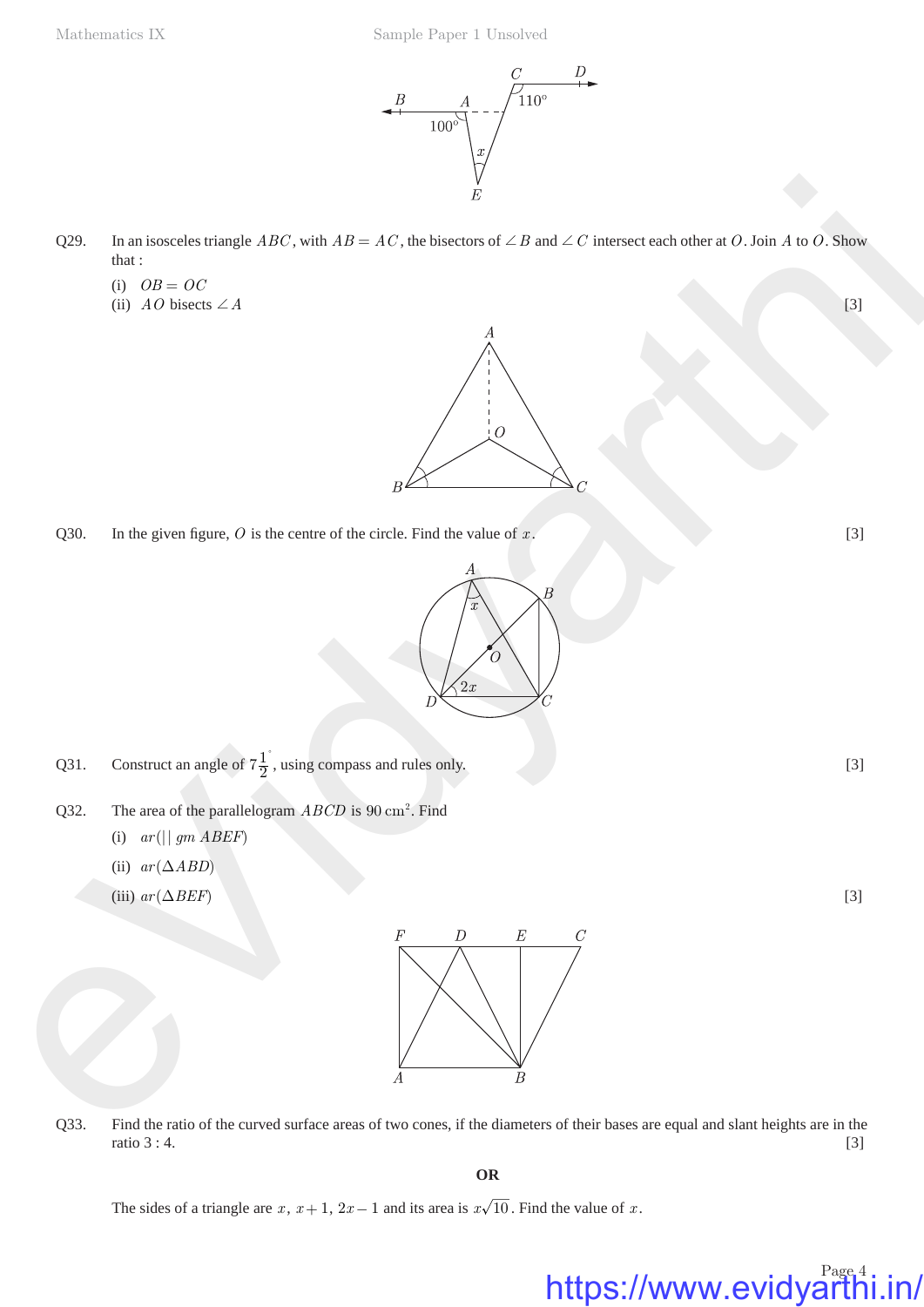Q29. In an isosceles triangle $ABC$, with $AB = AC$, the bisectors of $\angle B$ and $\angle C$ intersect each other at $O$. Join $A$ to $O$. Show that :

(i) $OB = OC$

(ii) $AO$ bisects $\angle A$ [3]

Q30. In the given figure, $O$ is the centre of the circle. Find the value of $x$. [3]

Q31. Construct an angle of $7\frac{1}{2}^{\circ}$, using compass and rules only. [3]

Q32. The area of the parallelogram $ABCD$ is $90 \text{ cm}^2$. Find

(i) $ar(|| \, gm \; ABEF)$

(ii) $ar(\Delta ABD)$

(iii) $ar(\Delta BEF)$ [3]

Q33. Find the ratio of the curved surface areas of two cones, if the diameters of their bases are equal and slant heights are in the ratio 3 : 4. [3]

**OR**

The sides of a triangle are $x$, $x + 1$, $2x - 1$ and its area is $x\sqrt{10}$. Find the value of $x$.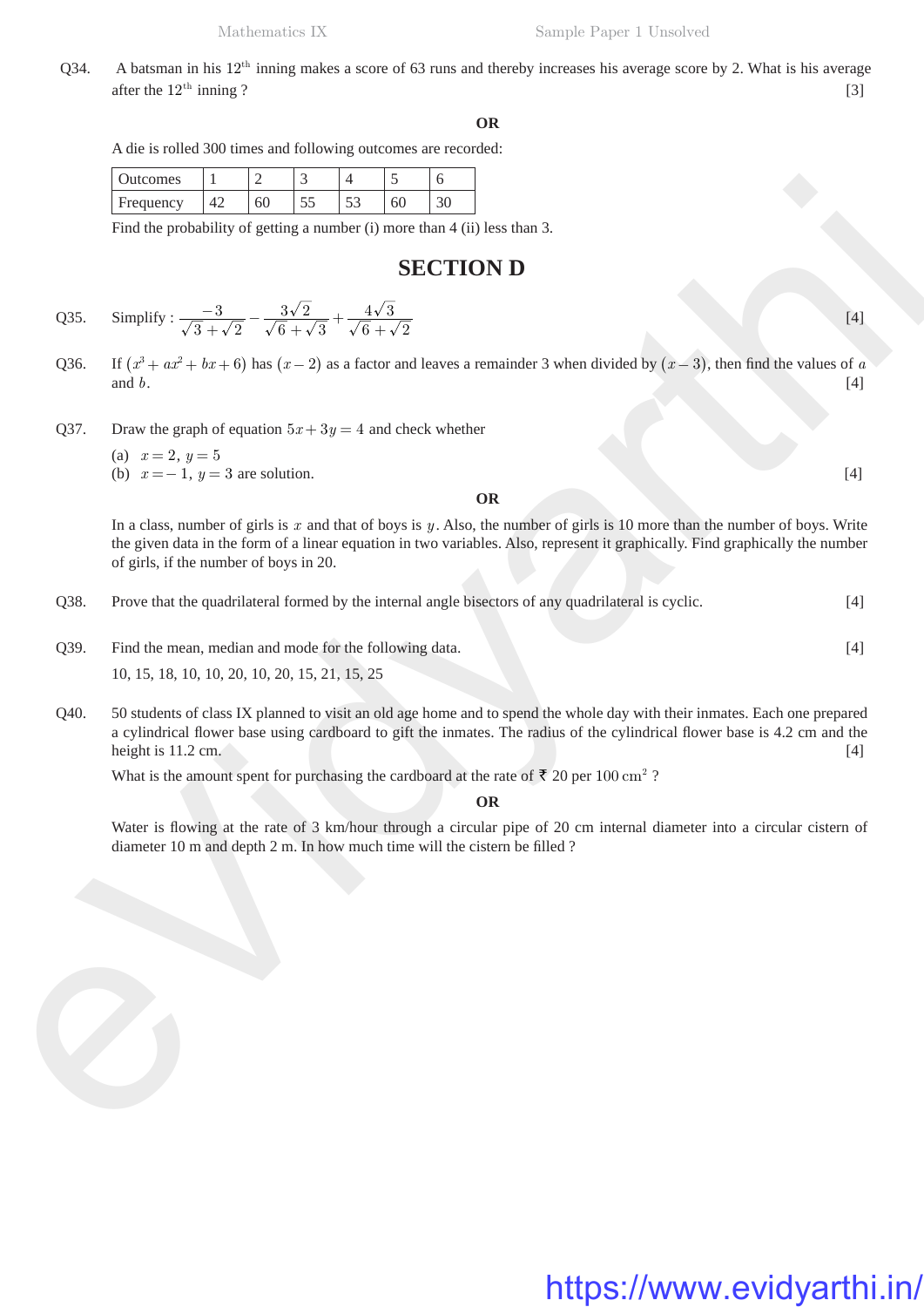Q34. A batsman in his 12[th] inning makes a score of 63 runs and thereby increases his average score by 2. What is his average after the 12[th] inning ? [3]

**OR**

A die is rolled 300 times and following outcomes are recorded:

| Outcomes | 1 | 2 | 3 | 4 | 5 | 6 |
|---|---|---|---|---|---|---|
| Frequency | 42 | 60 | 55 | 53 | 60 | 30 |

Find the probability of getting a number (i) more than 4 (ii) less than 3.

## SECTION D

Q35. Simplify : $\frac{-3}{\sqrt{3}+\sqrt{2}} - \frac{3\sqrt{2}}{\sqrt{6}+\sqrt{3}} + \frac{4\sqrt{3}}{\sqrt{6}+\sqrt{2}}$ [4]

Q36. If $(x^3 + ax^2 + bx + 6)$ has $(x-2)$ as a factor and leaves a remainder 3 when divided by $(x-3)$, then find the values of $a$ and $b$. [4]

Q37. Draw the graph of equation $5x + 3y = 4$ and check whether

(a) $x = 2,\ y = 5$
(b) $x = -1,\ y = 3$ are solution. [4]

**OR**

In a class, number of girls is $x$ and that of boys is $y$. Also, the number of girls is 10 more than the number of boys. Write the given data in the form of a linear equation in two variables. Also, represent it graphically. Find graphically the number of girls, if the number of boys in 20.

Q38. Prove that the quadrilateral formed by the internal angle bisectors of any quadrilateral is cyclic. [4]

Q39. Find the mean, median and mode for the following data. [4]

10, 15, 18, 10, 10, 20, 10, 20, 15, 21, 15, 25

Q40. 50 students of class IX planned to visit an old age home and to spend the whole day with their inmates. Each one prepared a cylindrical flower base using cardboard to gift the inmates. The radius of the cylindrical flower base is 4.2 cm and the height is 11.2 cm. [4]

What is the amount spent for purchasing the cardboard at the rate of ₹ 20 per 100 $cm^2$ ?

**OR**

Water is flowing at the rate of 3 km/hour through a circular pipe of 20 cm internal diameter into a circular cistern of diameter 10 m and depth 2 m. In how much time will the cistern be filled ?